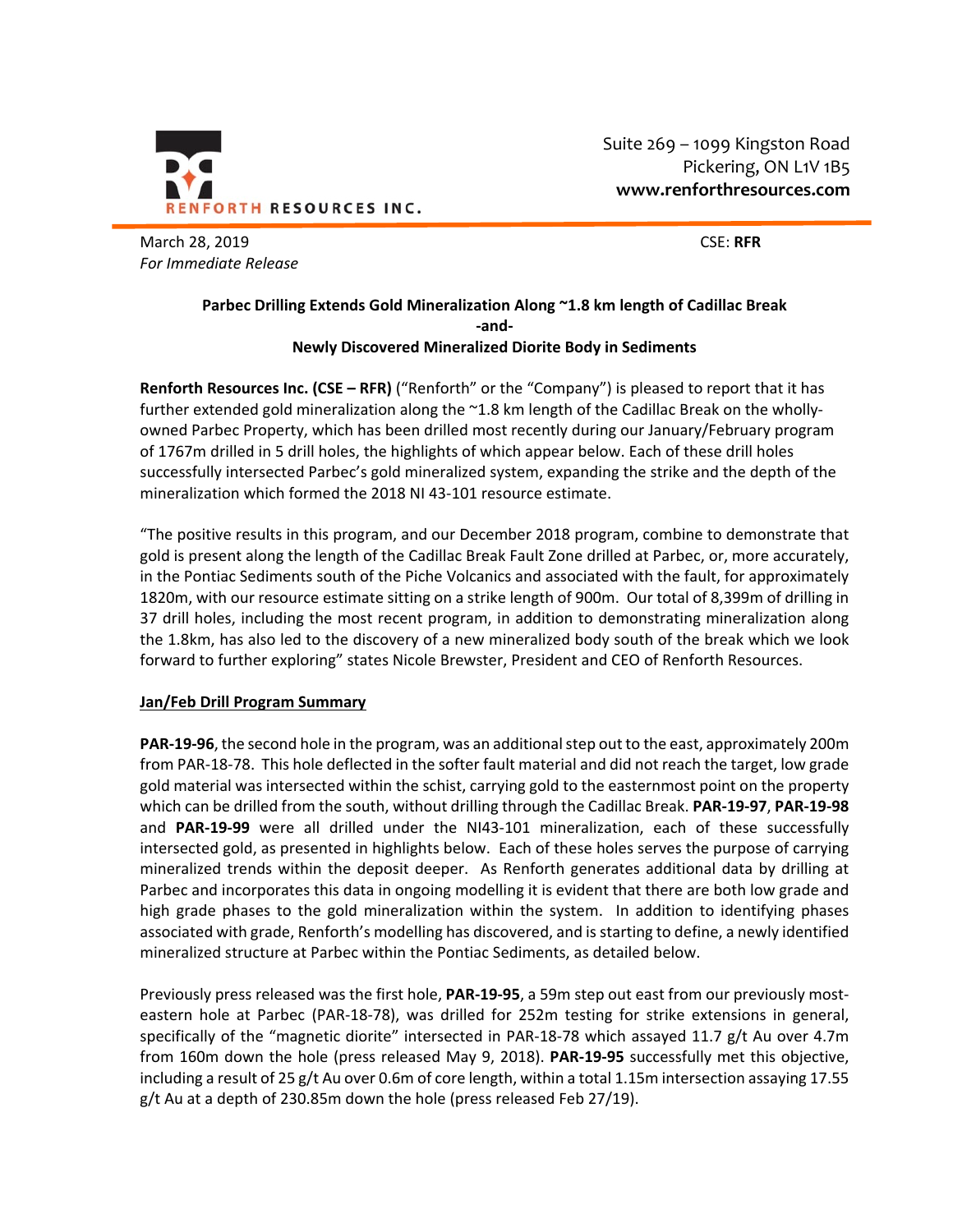RENFORTH RESOURCES INC.

Suite 269 – 1099 Kingston Road
Pickering, ON L1V 1B5
**www.renforthresources.com**

March 28, 2019
*For Immediate Release*

CSE: **RFR**

**Parbec Drilling Extends Gold Mineralization Along ~1.8 km length of Cadillac Break**
**-and-**
**Newly Discovered Mineralized Diorite Body in Sediments**

**Renforth Resources Inc. (CSE – RFR)** ("Renforth" or the "Company") is pleased to report that it has further extended gold mineralization along the ~1.8 km length of the Cadillac Break on the wholly-owned Parbec Property, which has been drilled most recently during our January/February program of 1767m drilled in 5 drill holes, the highlights of which appear below. Each of these drill holes successfully intersected Parbec's gold mineralized system, expanding the strike and the depth of the mineralization which formed the 2018 NI 43-101 resource estimate.

"The positive results in this program, and our December 2018 program, combine to demonstrate that gold is present along the length of the Cadillac Break Fault Zone drilled at Parbec, or, more accurately, in the Pontiac Sediments south of the Piche Volcanics and associated with the fault, for approximately 1820m, with our resource estimate sitting on a strike length of 900m. Our total of 8,399m of drilling in 37 drill holes, including the most recent program, in addition to demonstrating mineralization along the 1.8km, has also led to the discovery of a new mineralized body south of the break which we look forward to further exploring" states Nicole Brewster, President and CEO of Renforth Resources.

**Jan/Feb Drill Program Summary**

**PAR-19-96**, the second hole in the program, was an additional step out to the east, approximately 200m from PAR-18-78. This hole deflected in the softer fault material and did not reach the target, low grade gold material was intersected within the schist, carrying gold to the easternmost point on the property which can be drilled from the south, without drilling through the Cadillac Break. **PAR-19-97**, **PAR-19-98** and **PAR-19-99** were all drilled under the NI43-101 mineralization, each of these successfully intersected gold, as presented in highlights below. Each of these holes serves the purpose of carrying mineralized trends within the deposit deeper. As Renforth generates additional data by drilling at Parbec and incorporates this data in ongoing modelling it is evident that there are both low grade and high grade phases to the gold mineralization within the system. In addition to identifying phases associated with grade, Renforth's modelling has discovered, and is starting to define, a newly identified mineralized structure at Parbec within the Pontiac Sediments, as detailed below.

Previously press released was the first hole, **PAR-19-95**, a 59m step out east from our previously most-eastern hole at Parbec (PAR-18-78), was drilled for 252m testing for strike extensions in general, specifically of the "magnetic diorite" intersected in PAR-18-78 which assayed 11.7 g/t Au over 4.7m from 160m down the hole (press released May 9, 2018). **PAR-19-95** successfully met this objective, including a result of 25 g/t Au over 0.6m of core length, within a total 1.15m intersection assaying 17.55 g/t Au at a depth of 230.85m down the hole (press released Feb 27/19).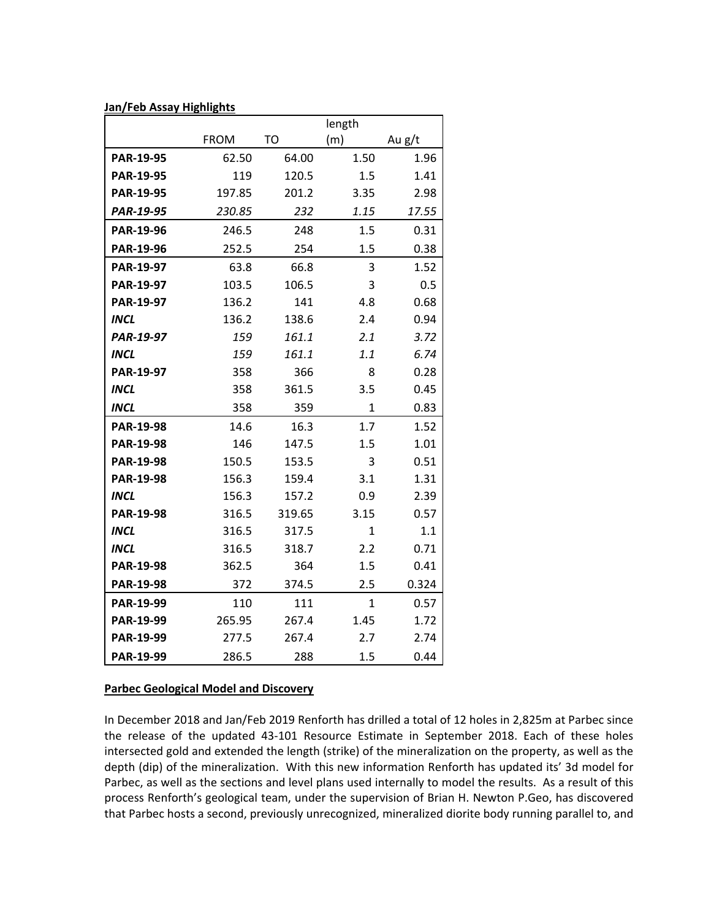**Jan/Feb Assay Highlights**

| | FROM | TO | length (m) | Au g/t |
|---|---|---|---|---|
| **PAR-19-95** | 62.50 | 64.00 | 1.50 | 1.96 |
| **PAR-19-95** | 119 | 120.5 | 1.5 | 1.41 |
| **PAR-19-95** | 197.85 | 201.2 | 3.35 | 2.98 |
| ***PAR-19-95*** | *230.85* | *232* | *1.15* | *17.55* |
| **PAR-19-96** | 246.5 | 248 | 1.5 | 0.31 |
| **PAR-19-96** | 252.5 | 254 | 1.5 | 0.38 |
| **PAR-19-97** | 63.8 | 66.8 | 3 | 1.52 |
| **PAR-19-97** | 103.5 | 106.5 | 3 | 0.5 |
| **PAR-19-97** | 136.2 | 141 | 4.8 | 0.68 |
| ***INCL*** | 136.2 | 138.6 | 2.4 | 0.94 |
| ***PAR-19-97*** | *159* | *161.1* | *2.1* | *3.72* |
| ***INCL*** | *159* | *161.1* | *1.1* | *6.74* |
| **PAR-19-97** | 358 | 366 | 8 | 0.28 |
| ***INCL*** | 358 | 361.5 | 3.5 | 0.45 |
| ***INCL*** | 358 | 359 | 1 | 0.83 |
| **PAR-19-98** | 14.6 | 16.3 | 1.7 | 1.52 |
| **PAR-19-98** | 146 | 147.5 | 1.5 | 1.01 |
| **PAR-19-98** | 150.5 | 153.5 | 3 | 0.51 |
| **PAR-19-98** | 156.3 | 159.4 | 3.1 | 1.31 |
| ***INCL*** | 156.3 | 157.2 | 0.9 | 2.39 |
| **PAR-19-98** | 316.5 | 319.65 | 3.15 | 0.57 |
| ***INCL*** | 316.5 | 317.5 | 1 | 1.1 |
| ***INCL*** | 316.5 | 318.7 | 2.2 | 0.71 |
| **PAR-19-98** | 362.5 | 364 | 1.5 | 0.41 |
| **PAR-19-98** | 372 | 374.5 | 2.5 | 0.324 |
| **PAR-19-99** | 110 | 111 | 1 | 0.57 |
| **PAR-19-99** | 265.95 | 267.4 | 1.45 | 1.72 |
| **PAR-19-99** | 277.5 | 267.4 | 2.7 | 2.74 |
| **PAR-19-99** | 286.5 | 288 | 1.5 | 0.44 |

**Parbec Geological Model and Discovery**

In December 2018 and Jan/Feb 2019 Renforth has drilled a total of 12 holes in 2,825m at Parbec since the release of the updated 43-101 Resource Estimate in September 2018. Each of these holes intersected gold and extended the length (strike) of the mineralization on the property, as well as the depth (dip) of the mineralization. With this new information Renforth has updated its' 3d model for Parbec, as well as the sections and level plans used internally to model the results. As a result of this process Renforth's geological team, under the supervision of Brian H. Newton P.Geo, has discovered that Parbec hosts a second, previously unrecognized, mineralized diorite body running parallel to, and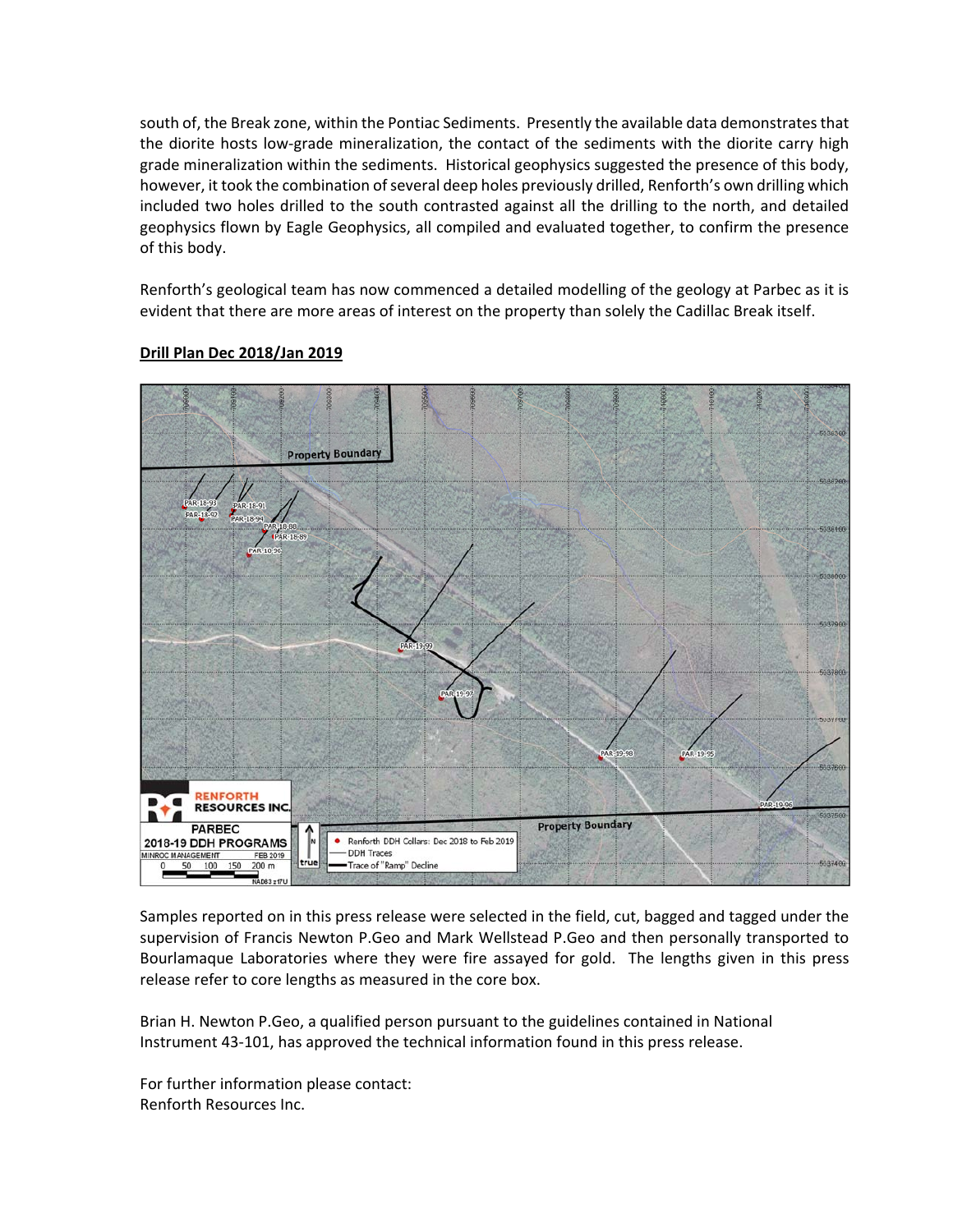south of, the Break zone, within the Pontiac Sediments. Presently the available data demonstrates that the diorite hosts low-grade mineralization, the contact of the sediments with the diorite carry high grade mineralization within the sediments. Historical geophysics suggested the presence of this body, however, it took the combination of several deep holes previously drilled, Renforth's own drilling which included two holes drilled to the south contrasted against all the drilling to the north, and detailed geophysics flown by Eagle Geophysics, all compiled and evaluated together, to confirm the presence of this body.

Renforth's geological team has now commenced a detailed modelling of the geology at Parbec as it is evident that there are more areas of interest on the property than solely the Cadillac Break itself.

**Drill Plan Dec 2018/Jan 2019**

Samples reported on in this press release were selected in the field, cut, bagged and tagged under the supervision of Francis Newton P.Geo and Mark Wellstead P.Geo and then personally transported to Bourlamaque Laboratories where they were fire assayed for gold. The lengths given in this press release refer to core lengths as measured in the core box.

Brian H. Newton P.Geo, a qualified person pursuant to the guidelines contained in National Instrument 43-101, has approved the technical information found in this press release.

For further information please contact:
Renforth Resources Inc.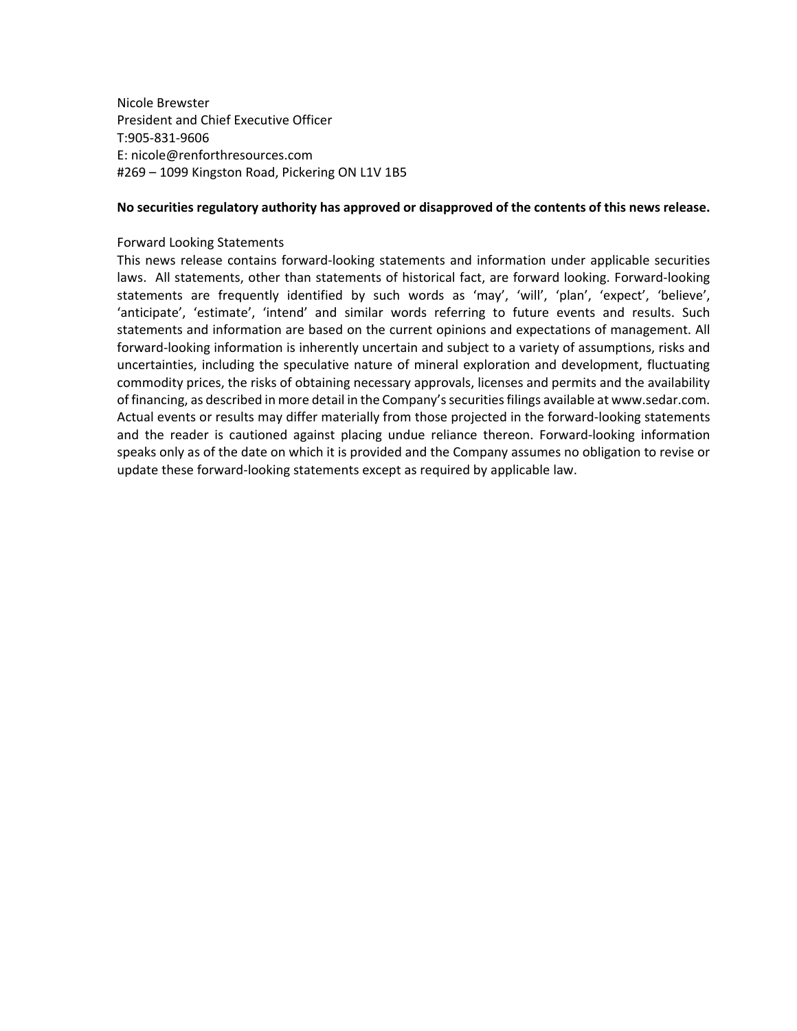Nicole Brewster  
President and Chief Executive Officer  
T:905-831-9606  
E: nicole@renforthresources.com  
#269 – 1099 Kingston Road, Pickering ON L1V 1B5

**No securities regulatory authority has approved or disapproved of the contents of this news release.**

Forward Looking Statements

This news release contains forward-looking statements and information under applicable securities laws. All statements, other than statements of historical fact, are forward looking. Forward-looking statements are frequently identified by such words as 'may', 'will', 'plan', 'expect', 'believe', 'anticipate', 'estimate', 'intend' and similar words referring to future events and results. Such statements and information are based on the current opinions and expectations of management. All forward-looking information is inherently uncertain and subject to a variety of assumptions, risks and uncertainties, including the speculative nature of mineral exploration and development, fluctuating commodity prices, the risks of obtaining necessary approvals, licenses and permits and the availability of financing, as described in more detail in the Company's securities filings available at www.sedar.com. Actual events or results may differ materially from those projected in the forward-looking statements and the reader is cautioned against placing undue reliance thereon. Forward-looking information speaks only as of the date on which it is provided and the Company assumes no obligation to revise or update these forward-looking statements except as required by applicable law.